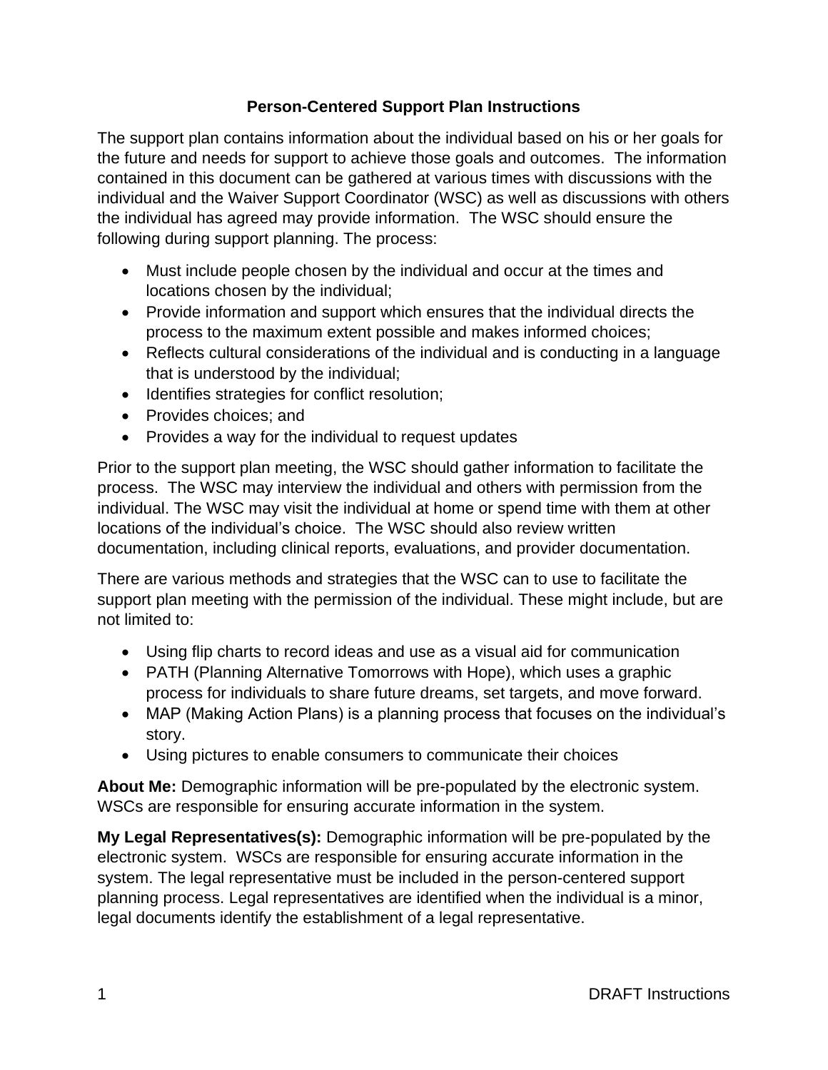# Person-Centered Support Plan Instructions

The support plan contains information about the individual based on his or her goals for the future and needs for support to achieve those goals and outcomes. The information contained in this document can be gathered at various times with discussions with the individual and the Waiver Support Coordinator (WSC) as well as discussions with others the individual has agreed may provide information. The WSC should ensure the following during support planning. The process:

- Must include people chosen by the individual and occur at the times and locations chosen by the individual;
- Provide information and support which ensures that the individual directs the process to the maximum extent possible and makes informed choices;
- Reflects cultural considerations of the individual and is conducting in a language that is understood by the individual;
- Identifies strategies for conflict resolution;
- Provides choices; and
- Provides a way for the individual to request updates

Prior to the support plan meeting, the WSC should gather information to facilitate the process. The WSC may interview the individual and others with permission from the individual. The WSC may visit the individual at home or spend time with them at other locations of the individual's choice. The WSC should also review written documentation, including clinical reports, evaluations, and provider documentation.

There are various methods and strategies that the WSC can to use to facilitate the support plan meeting with the permission of the individual. These might include, but are not limited to:

- Using flip charts to record ideas and use as a visual aid for communication
- PATH (Planning Alternative Tomorrows with Hope), which uses a graphic process for individuals to share future dreams, set targets, and move forward.
- MAP (Making Action Plans) is a planning process that focuses on the individual's story.
- Using pictures to enable consumers to communicate their choices

**About Me:** Demographic information will be pre-populated by the electronic system. WSCs are responsible for ensuring accurate information in the system.

**My Legal Representatives(s):** Demographic information will be pre-populated by the electronic system. WSCs are responsible for ensuring accurate information in the system. The legal representative must be included in the person-centered support planning process. Legal representatives are identified when the individual is a minor, legal documents identify the establishment of a legal representative.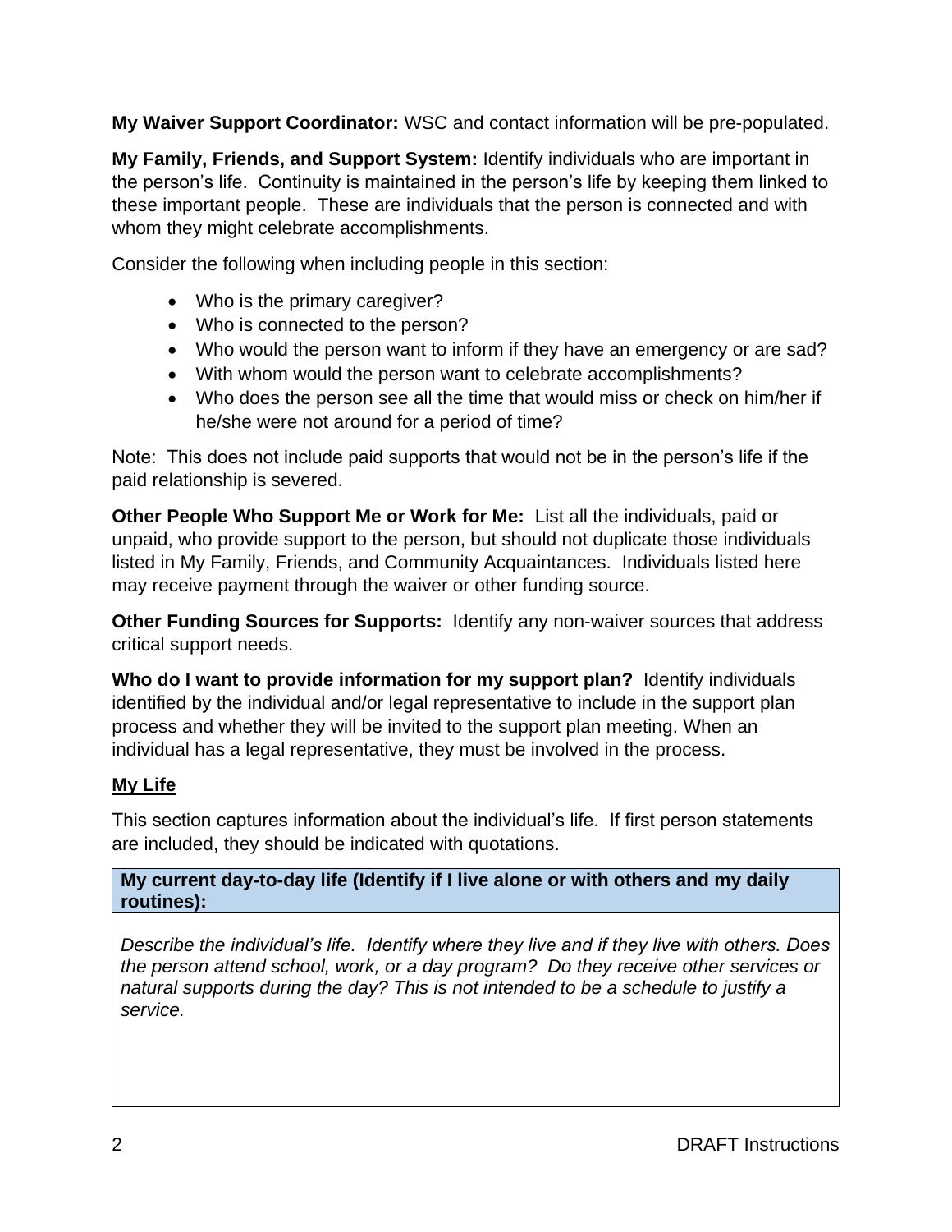**My Waiver Support Coordinator:** WSC and contact information will be pre-populated.

**My Family, Friends, and Support System:** Identify individuals who are important in the person's life. Continuity is maintained in the person's life by keeping them linked to these important people. These are individuals that the person is connected and with whom they might celebrate accomplishments.

Consider the following when including people in this section:

- Who is the primary caregiver?
- Who is connected to the person?
- Who would the person want to inform if they have an emergency or are sad?
- With whom would the person want to celebrate accomplishments?
- Who does the person see all the time that would miss or check on him/her if he/she were not around for a period of time?

Note: This does not include paid supports that would not be in the person's life if the paid relationship is severed.

**Other People Who Support Me or Work for Me:** List all the individuals, paid or unpaid, who provide support to the person, but should not duplicate those individuals listed in My Family, Friends, and Community Acquaintances. Individuals listed here may receive payment through the waiver or other funding source.

**Other Funding Sources for Supports:** Identify any non-waiver sources that address critical support needs.

**Who do I want to provide information for my support plan?** Identify individuals identified by the individual and/or legal representative to include in the support plan process and whether they will be invited to the support plan meeting. When an individual has a legal representative, they must be involved in the process.

## My Life

This section captures information about the individual's life. If first person statements are included, they should be indicated with quotations.

| **My current day-to-day life (Identify if I live alone or with others and my daily routines):** |
| --- |
| *Describe the individual's life. Identify where they live and if they live with others. Does the person attend school, work, or a day program? Do they receive other services or natural supports during the day? This is not intended to be a schedule to justify a service.* |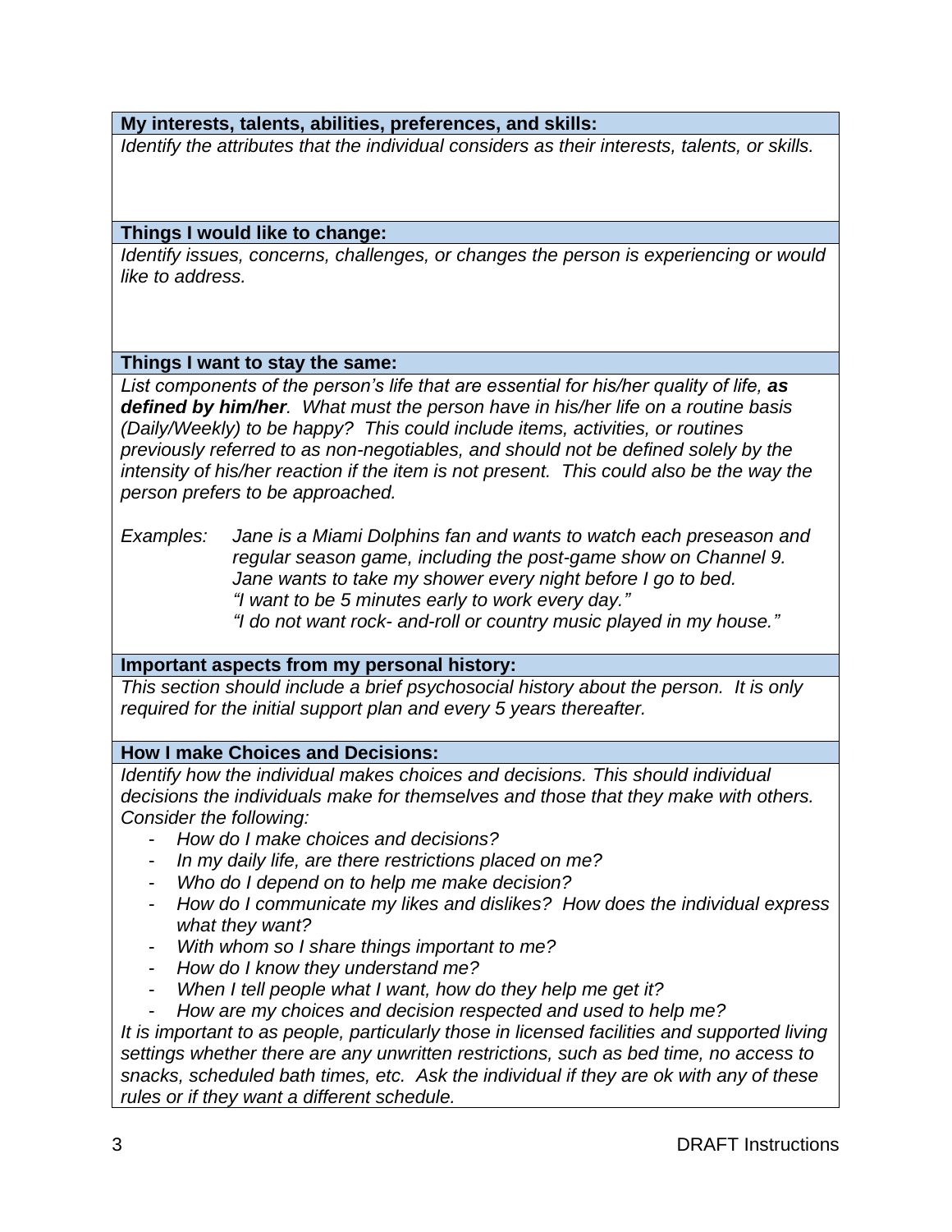**My interests, talents, abilities, preferences, and skills:**

*Identify the attributes that the individual considers as their interests, talents, or skills.*

**Things I would like to change:**

*Identify issues, concerns, challenges, or changes the person is experiencing or would like to address.*

**Things I want to stay the same:**

*List components of the person's life that are essential for his/her quality of life,* ***as defined by him/her****. What must the person have in his/her life on a routine basis (Daily/Weekly) to be happy? This could include items, activities, or routines previously referred to as non-negotiables, and should not be defined solely by the intensity of his/her reaction if the item is not present. This could also be the way the person prefers to be approached.*

*Examples:* *Jane is a Miami Dolphins fan and wants to watch each preseason and regular season game, including the post-game show on Channel 9.*
*Jane wants to take my shower every night before I go to bed.*
*"I want to be 5 minutes early to work every day."*
*"I do not want rock- and-roll or country music played in my house."*

**Important aspects from my personal history:**

*This section should include a brief psychosocial history about the person. It is only required for the initial support plan and every 5 years thereafter.*

**How I make Choices and Decisions:**

*Identify how the individual makes choices and decisions. This should individual decisions the individuals make for themselves and those that they make with others. Consider the following:*

- *How do I make choices and decisions?*
- *In my daily life, are there restrictions placed on me?*
- *Who do I depend on to help me make decision?*
- *How do I communicate my likes and dislikes? How does the individual express what they want?*
- *With whom so I share things important to me?*
- *How do I know they understand me?*
- *When I tell people what I want, how do they help me get it?*
- *How are my choices and decision respected and used to help me?*

*It is important to as people, particularly those in licensed facilities and supported living settings whether there are any unwritten restrictions, such as bed time, no access to snacks, scheduled bath times, etc. Ask the individual if they are ok with any of these rules or if they want a different schedule.*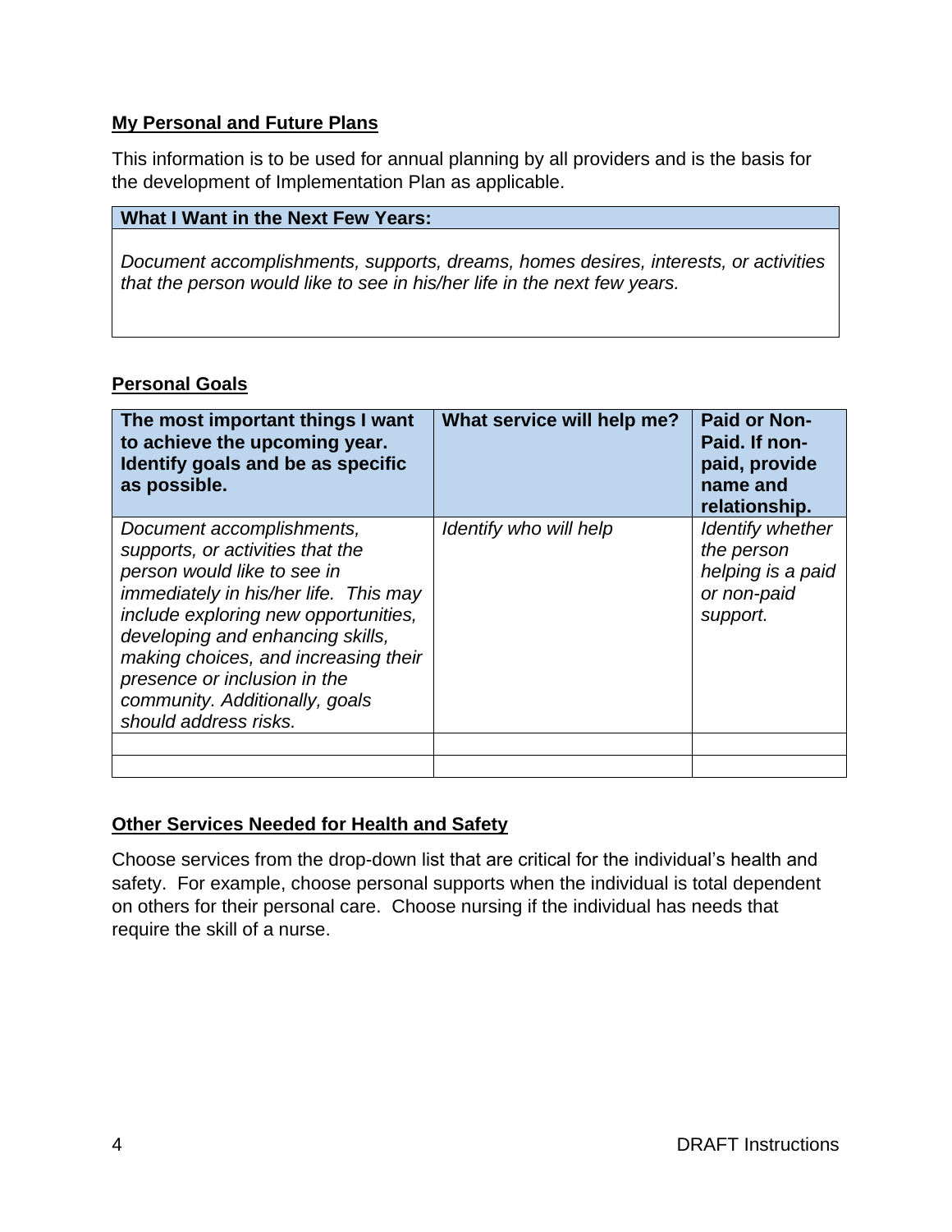## My Personal and Future Plans

This information is to be used for annual planning by all providers and is the basis for the development of Implementation Plan as applicable.

| What I Want in the Next Few Years: |
|---|
| *Document accomplishments, supports, dreams, homes desires, interests, or activities that the person would like to see in his/her life in the next few years.* |

## Personal Goals

| The most important things I want to achieve the upcoming year. Identify goals and be as specific as possible. | What service will help me? | Paid or Non-Paid. If non-paid, provide name and relationship. |
|---|---|---|
| *Document accomplishments, supports, or activities that the person would like to see in immediately in his/her life. This may include exploring new opportunities, developing and enhancing skills, making choices, and increasing their presence or inclusion in the community. Additionally, goals should address risks.* | *Identify who will help* | *Identify whether the person helping is a paid or non-paid support.* |
| | | |
| | | |

## Other Services Needed for Health and Safety

Choose services from the drop-down list that are critical for the individual's health and safety. For example, choose personal supports when the individual is total dependent on others for their personal care. Choose nursing if the individual has needs that require the skill of a nurse.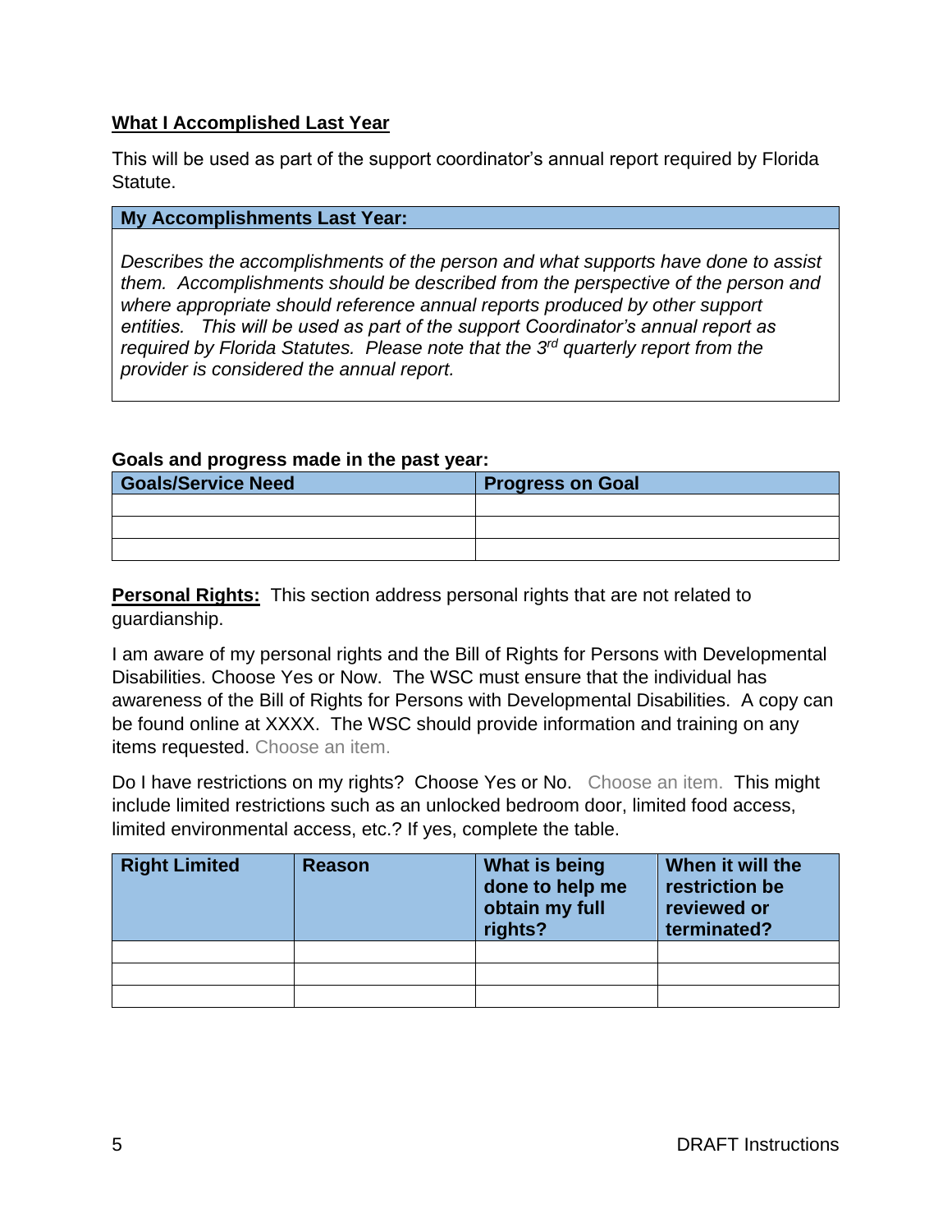**What I Accomplished Last Year**

This will be used as part of the support coordinator's annual report required by Florida Statute.

| My Accomplishments Last Year: |
| --- |
| *Describes the accomplishments of the person and what supports have done to assist them. Accomplishments should be described from the perspective of the person and where appropriate should reference annual reports produced by other support entities. This will be used as part of the support Coordinator's annual report as required by Florida Statutes. Please note that the 3rd quarterly report from the provider is considered the annual report.* |

**Goals and progress made in the past year:**

| Goals/Service Need | Progress on Goal |
| --- | --- |
| | |
| | |
| | |

**Personal Rights:** This section address personal rights that are not related to guardianship.

I am aware of my personal rights and the Bill of Rights for Persons with Developmental Disabilities. Choose Yes or Now. The WSC must ensure that the individual has awareness of the Bill of Rights for Persons with Developmental Disabilities. A copy can be found online at XXXX. The WSC should provide information and training on any items requested. Choose an item.

Do I have restrictions on my rights? Choose Yes or No. Choose an item. This might include limited restrictions such as an unlocked bedroom door, limited food access, limited environmental access, etc.? If yes, complete the table.

| Right Limited | Reason | What is being done to help me obtain my full rights? | When it will the restriction be reviewed or terminated? |
| --- | --- | --- | --- |
| | | | |
| | | | |
| | | | |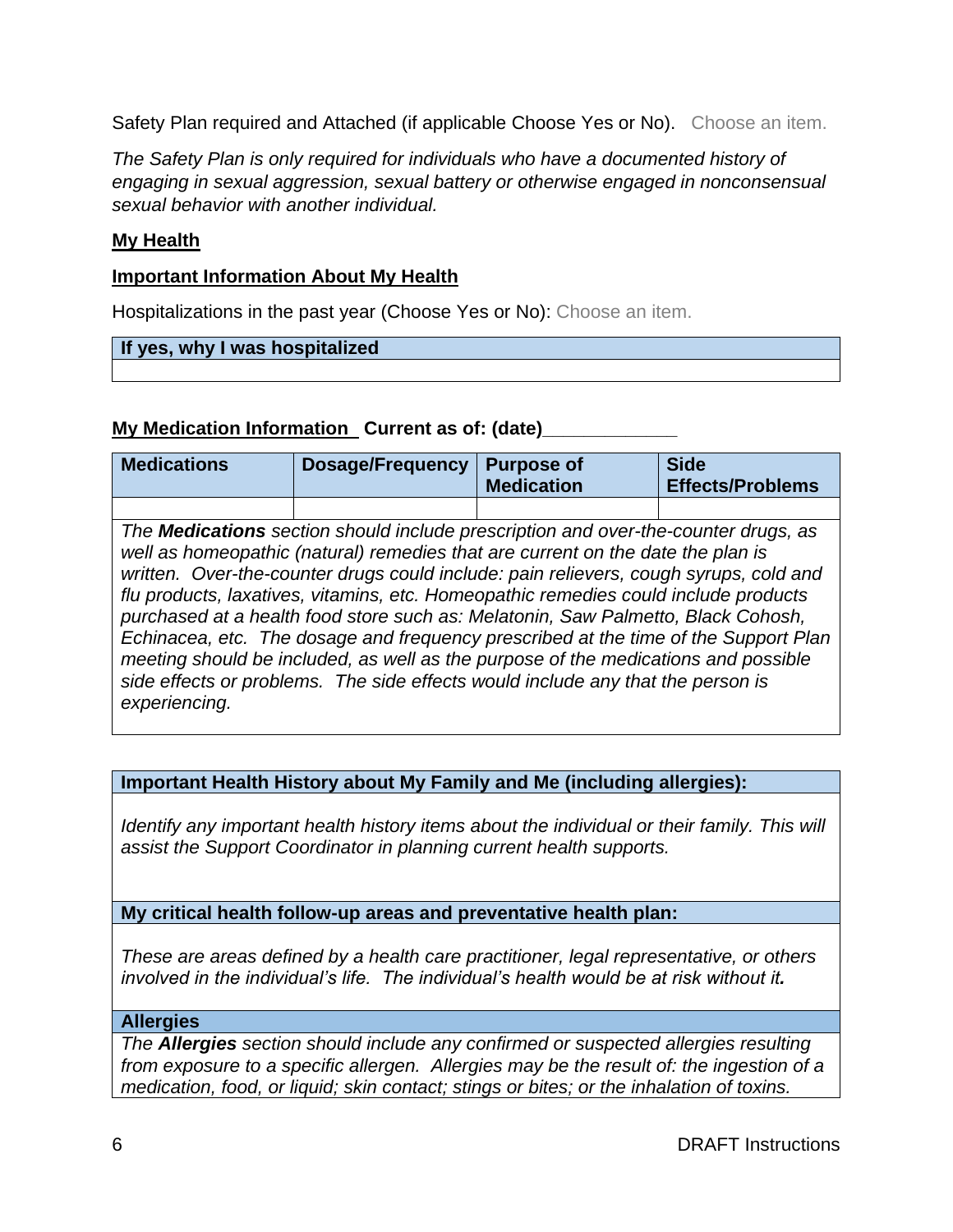Safety Plan required and Attached (if applicable Choose Yes or No). Choose an item.

*The Safety Plan is only required for individuals who have a documented history of engaging in sexual aggression, sexual battery or otherwise engaged in nonconsensual sexual behavior with another individual.*

**My Health**

**Important Information About My Health**

Hospitalizations in the past year (Choose Yes or No): Choose an item.

| If yes, why I was hospitalized |
| --- |
| |

**My Medication Information Current as of: (date)\_\_\_\_\_\_\_\_\_\_\_\_\_**

| Medications | Dosage/Frequency | Purpose of Medication | Side Effects/Problems |
| --- | --- | --- | --- |
| | | | |
| *The **Medications** section should include prescription and over-the-counter drugs, as well as homeopathic (natural) remedies that are current on the date the plan is written. Over-the-counter drugs could include: pain relievers, cough syrups, cold and flu products, laxatives, vitamins, etc. Homeopathic remedies could include products purchased at a health food store such as: Melatonin, Saw Palmetto, Black Cohosh, Echinacea, etc. The dosage and frequency prescribed at the time of the Support Plan meeting should be included, as well as the purpose of the medications and possible side effects or problems. The side effects would include any that the person is experiencing.* | | | |

| Important Health History about My Family and Me (including allergies): |
| --- |
| *Identify any important health history items about the individual or their family. This will assist the Support Coordinator in planning current health supports.* |
| **My critical health follow-up areas and preventative health plan:** |
| *These are areas defined by a health care practitioner, legal representative, or others involved in the individual's life. The individual's health would be at risk without it.* |
| **Allergies** |
| *The **Allergies** section should include any confirmed or suspected allergies resulting from exposure to a specific allergen. Allergies may be the result of: the ingestion of a medication, food, or liquid; skin contact; stings or bites; or the inhalation of toxins.* |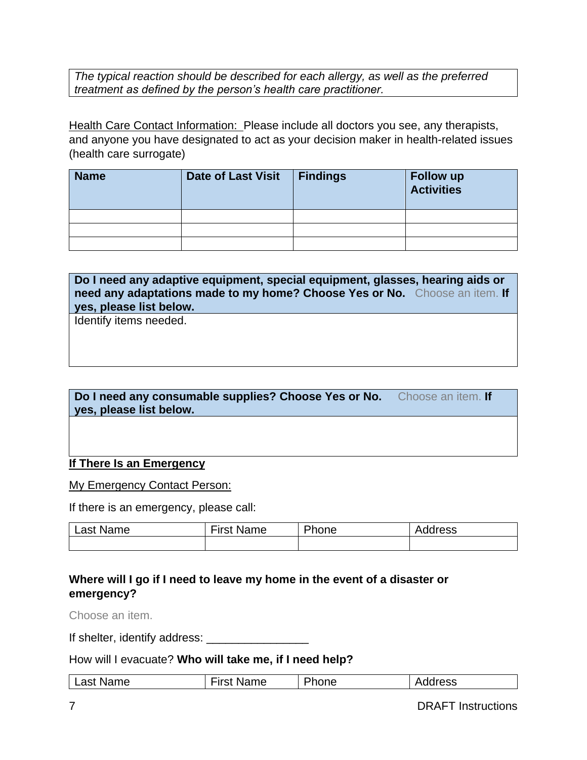*The typical reaction should be described for each allergy, as well as the preferred treatment as defined by the person's health care practitioner.*

<u>Health Care Contact Information:</u> Please include all doctors you see, any therapists, and anyone you have designated to act as your decision maker in health-related issues (health care surrogate)

| Name | Date of Last Visit | Findings | Follow up Activities |
|---|---|---|---|
| | | | |
| | | | |
| | | | |

| **Do I need any adaptive equipment, special equipment, glasses, hearing aids or need any adaptations made to my home? Choose Yes or No.** Choose an item. **If yes, please list below.** |
|---|
| Identify items needed. |

| **Do I need any consumable supplies? Choose Yes or No.** Choose an item. **If yes, please list below.** |
|---|
| |

## If There Is an Emergency

<u>My Emergency Contact Person:</u>

If there is an emergency, please call:

| Last Name | First Name | Phone | Address |
|---|---|---|---|
| | | | |

**Where will I go if I need to leave my home in the event of a disaster or emergency?**

Choose an item.

If shelter, identify address: ________________

How will I evacuate? **Who will take me, if I need help?**

| Last Name | First Name | Phone | Address |
|---|---|---|---|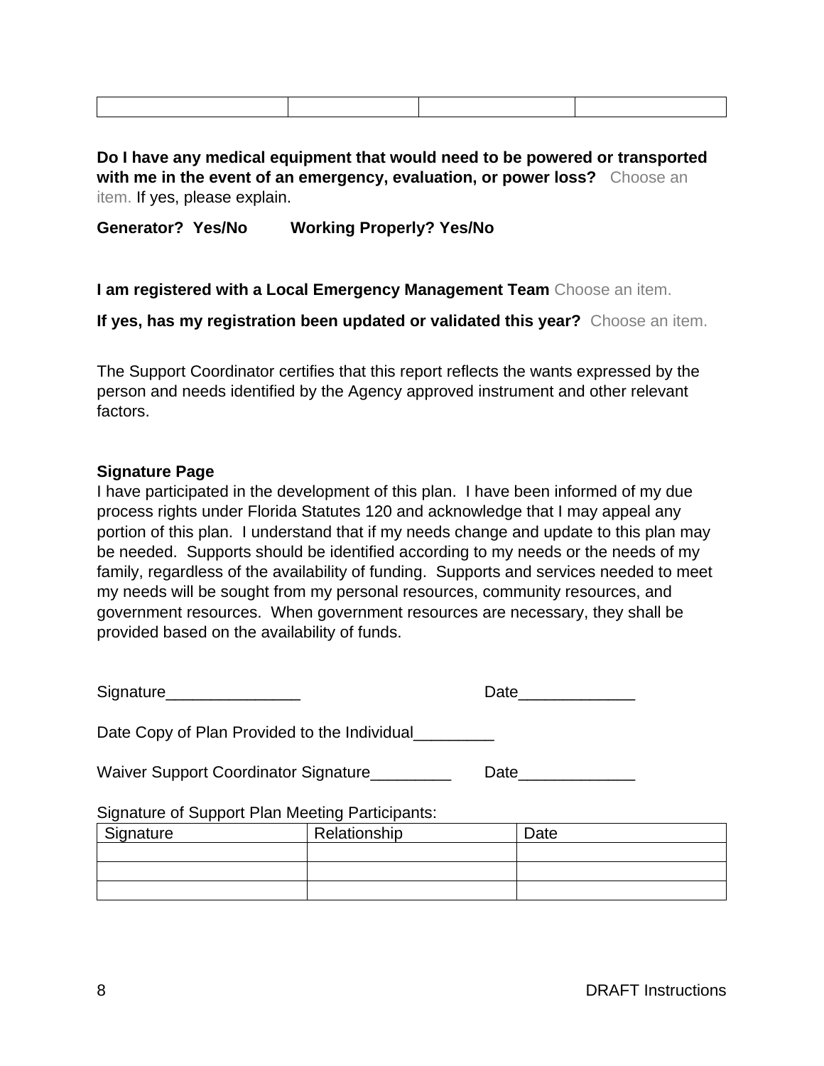| | | | |
|---|---|---|---|
| | | | |

**Do I have any medical equipment that would need to be powered or transported with me in the event of an emergency, evaluation, or power loss?** Choose an item. If yes, please explain.

**Generator? Yes/No Working Properly? Yes/No**

**I am registered with a Local Emergency Management Team** Choose an item.

**If yes, has my registration been updated or validated this year?** Choose an item.

The Support Coordinator certifies that this report reflects the wants expressed by the person and needs identified by the Agency approved instrument and other relevant factors.

**Signature Page**

I have participated in the development of this plan. I have been informed of my due process rights under Florida Statutes 120 and acknowledge that I may appeal any portion of this plan. I understand that if my needs change and update to this plan may be needed. Supports should be identified according to my needs or the needs of my family, regardless of the availability of funding. Supports and services needed to meet my needs will be sought from my personal resources, community resources, and government resources. When government resources are necessary, they shall be provided based on the availability of funds.

Signature_______________ Date_____________

Date Copy of Plan Provided to the Individual_________

Waiver Support Coordinator Signature_________ Date_____________

Signature of Support Plan Meeting Participants:

| Signature | Relationship | Date |
|---|---|---|
| | | |
| | | |
| | | |

DRAFT Instructions